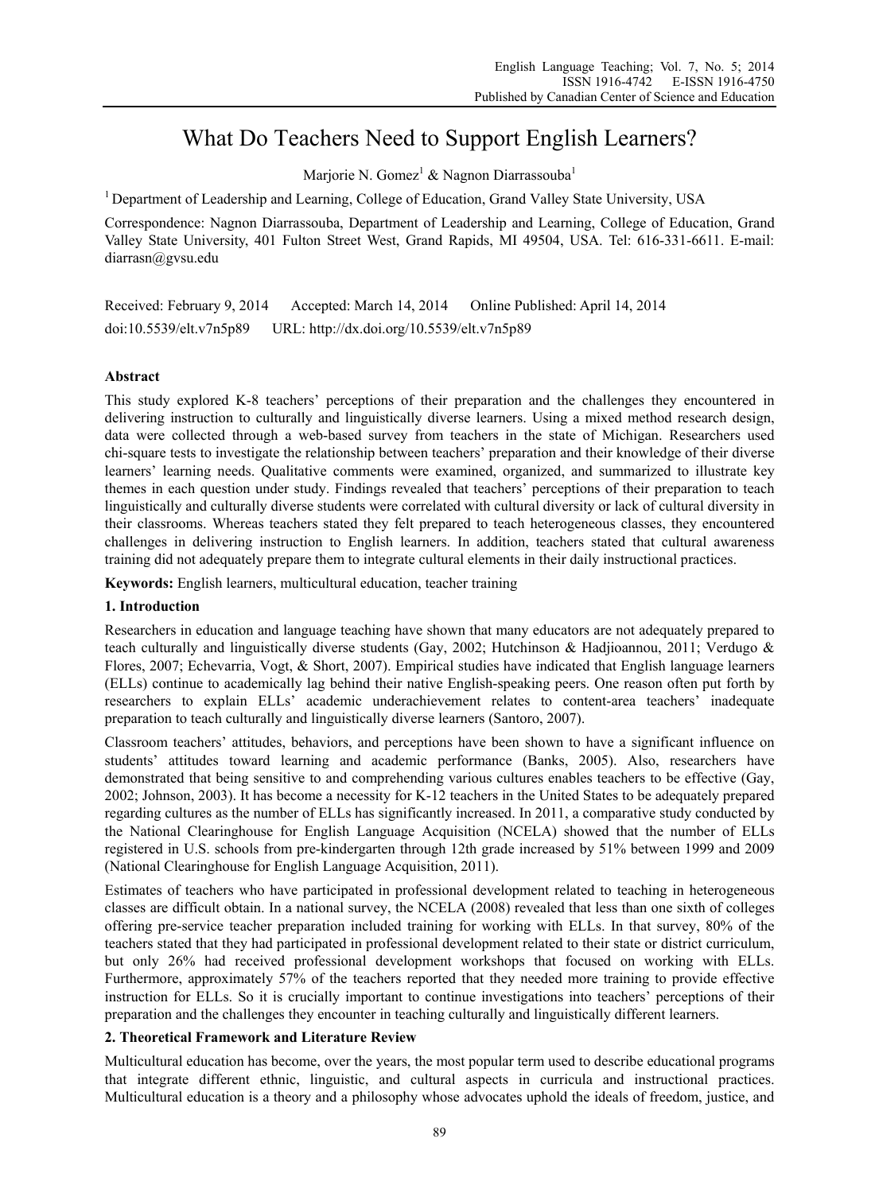# What Do Teachers Need to Support English Learners?

Marjorie N. Gomez[1] & Nagnon Diarrassouba[1]

[1] Department of Leadership and Learning, College of Education, Grand Valley State University, USA

Correspondence: Nagnon Diarrassouba, Department of Leadership and Learning, College of Education, Grand Valley State University, 401 Fulton Street West, Grand Rapids, MI 49504, USA. Tel: 616-331-6611. E-mail: diarrasn@gvsu.edu

Received: February 9, 2014 Accepted: March 14, 2014 Online Published: April 14, 2014

doi:10.5539/elt.v7n5p89 URL: http://dx.doi.org/10.5539/elt.v7n5p89

**Abstract**

This study explored K-8 teachers' perceptions of their preparation and the challenges they encountered in delivering instruction to culturally and linguistically diverse learners. Using a mixed method research design, data were collected through a web-based survey from teachers in the state of Michigan. Researchers used chi-square tests to investigate the relationship between teachers' preparation and their knowledge of their diverse learners' learning needs. Qualitative comments were examined, organized, and summarized to illustrate key themes in each question under study. Findings revealed that teachers' perceptions of their preparation to teach linguistically and culturally diverse students were correlated with cultural diversity or lack of cultural diversity in their classrooms. Whereas teachers stated they felt prepared to teach heterogeneous classes, they encountered challenges in delivering instruction to English learners. In addition, teachers stated that cultural awareness training did not adequately prepare them to integrate cultural elements in their daily instructional practices.

**Keywords:** English learners, multicultural education, teacher training

## 1. Introduction

Researchers in education and language teaching have shown that many educators are not adequately prepared to teach culturally and linguistically diverse students (Gay, 2002; Hutchinson & Hadjioannou, 2011; Verdugo & Flores, 2007; Echevarria, Vogt, & Short, 2007). Empirical studies have indicated that English language learners (ELLs) continue to academically lag behind their native English-speaking peers. One reason often put forth by researchers to explain ELLs' academic underachievement relates to content-area teachers' inadequate preparation to teach culturally and linguistically diverse learners (Santoro, 2007).

Classroom teachers' attitudes, behaviors, and perceptions have been shown to have a significant influence on students' attitudes toward learning and academic performance (Banks, 2005). Also, researchers have demonstrated that being sensitive to and comprehending various cultures enables teachers to be effective (Gay, 2002; Johnson, 2003). It has become a necessity for K-12 teachers in the United States to be adequately prepared regarding cultures as the number of ELLs has significantly increased. In 2011, a comparative study conducted by the National Clearinghouse for English Language Acquisition (NCELA) showed that the number of ELLs registered in U.S. schools from pre-kindergarten through 12th grade increased by 51% between 1999 and 2009 (National Clearinghouse for English Language Acquisition, 2011).

Estimates of teachers who have participated in professional development related to teaching in heterogeneous classes are difficult obtain. In a national survey, the NCELA (2008) revealed that less than one sixth of colleges offering pre-service teacher preparation included training for working with ELLs. In that survey, 80% of the teachers stated that they had participated in professional development related to their state or district curriculum, but only 26% had received professional development workshops that focused on working with ELLs. Furthermore, approximately 57% of the teachers reported that they needed more training to provide effective instruction for ELLs. So it is crucially important to continue investigations into teachers' perceptions of their preparation and the challenges they encounter in teaching culturally and linguistically different learners.

## 2. Theoretical Framework and Literature Review

Multicultural education has become, over the years, the most popular term used to describe educational programs that integrate different ethnic, linguistic, and cultural aspects in curricula and instructional practices. Multicultural education is a theory and a philosophy whose advocates uphold the ideals of freedom, justice, and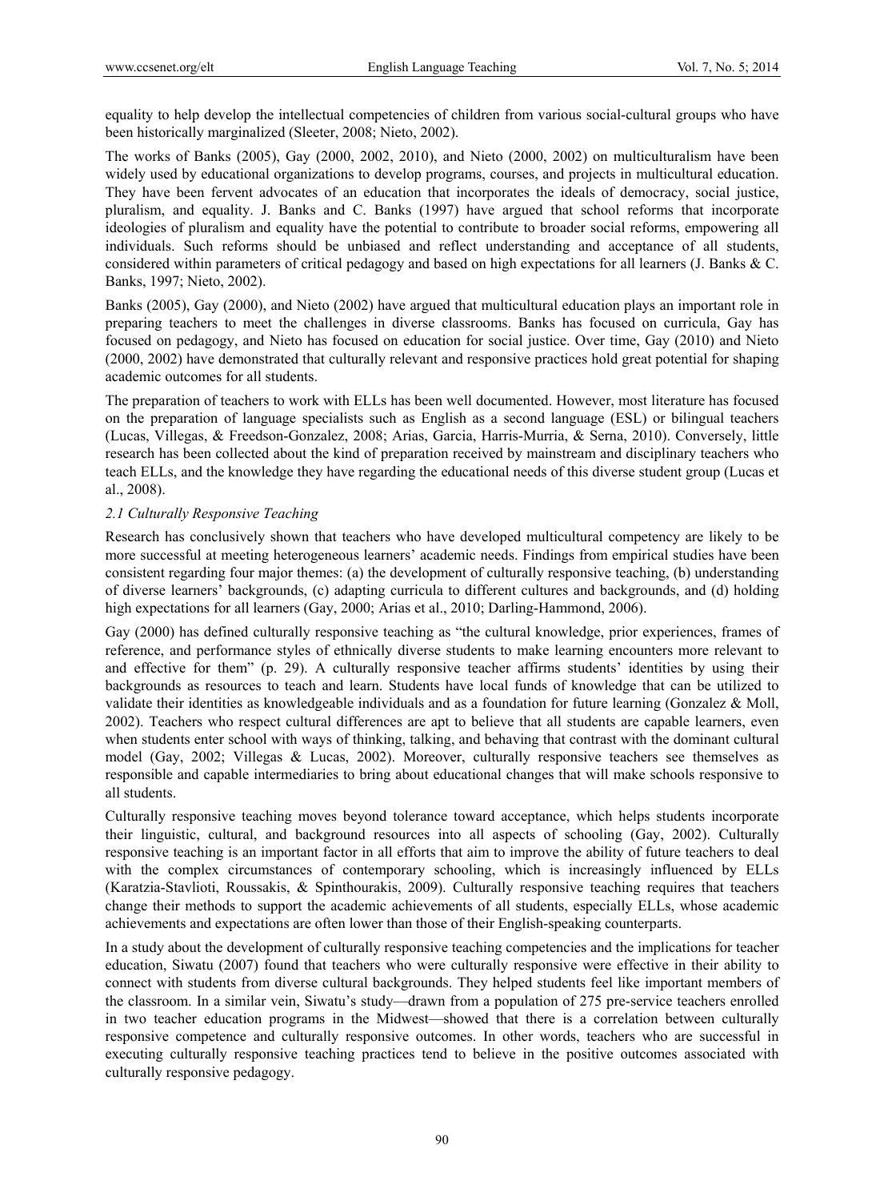equality to help develop the intellectual competencies of children from various social-cultural groups who have been historically marginalized (Sleeter, 2008; Nieto, 2002).

The works of Banks (2005), Gay (2000, 2002, 2010), and Nieto (2000, 2002) on multiculturalism have been widely used by educational organizations to develop programs, courses, and projects in multicultural education. They have been fervent advocates of an education that incorporates the ideals of democracy, social justice, pluralism, and equality. J. Banks and C. Banks (1997) have argued that school reforms that incorporate ideologies of pluralism and equality have the potential to contribute to broader social reforms, empowering all individuals. Such reforms should be unbiased and reflect understanding and acceptance of all students, considered within parameters of critical pedagogy and based on high expectations for all learners (J. Banks & C. Banks, 1997; Nieto, 2002).

Banks (2005), Gay (2000), and Nieto (2002) have argued that multicultural education plays an important role in preparing teachers to meet the challenges in diverse classrooms. Banks has focused on curricula, Gay has focused on pedagogy, and Nieto has focused on education for social justice. Over time, Gay (2010) and Nieto (2000, 2002) have demonstrated that culturally relevant and responsive practices hold great potential for shaping academic outcomes for all students.

The preparation of teachers to work with ELLs has been well documented. However, most literature has focused on the preparation of language specialists such as English as a second language (ESL) or bilingual teachers (Lucas, Villegas, & Freedson-Gonzalez, 2008; Arias, Garcia, Harris-Murria, & Serna, 2010). Conversely, little research has been collected about the kind of preparation received by mainstream and disciplinary teachers who teach ELLs, and the knowledge they have regarding the educational needs of this diverse student group (Lucas et al., 2008).

### *2.1 Culturally Responsive Teaching*

Research has conclusively shown that teachers who have developed multicultural competency are likely to be more successful at meeting heterogeneous learners' academic needs. Findings from empirical studies have been consistent regarding four major themes: (a) the development of culturally responsive teaching, (b) understanding of diverse learners' backgrounds, (c) adapting curricula to different cultures and backgrounds, and (d) holding high expectations for all learners (Gay, 2000; Arias et al., 2010; Darling-Hammond, 2006).

Gay (2000) has defined culturally responsive teaching as "the cultural knowledge, prior experiences, frames of reference, and performance styles of ethnically diverse students to make learning encounters more relevant to and effective for them" (p. 29). A culturally responsive teacher affirms students' identities by using their backgrounds as resources to teach and learn. Students have local funds of knowledge that can be utilized to validate their identities as knowledgeable individuals and as a foundation for future learning (Gonzalez & Moll, 2002). Teachers who respect cultural differences are apt to believe that all students are capable learners, even when students enter school with ways of thinking, talking, and behaving that contrast with the dominant cultural model (Gay, 2002; Villegas & Lucas, 2002). Moreover, culturally responsive teachers see themselves as responsible and capable intermediaries to bring about educational changes that will make schools responsive to all students.

Culturally responsive teaching moves beyond tolerance toward acceptance, which helps students incorporate their linguistic, cultural, and background resources into all aspects of schooling (Gay, 2002). Culturally responsive teaching is an important factor in all efforts that aim to improve the ability of future teachers to deal with the complex circumstances of contemporary schooling, which is increasingly influenced by ELLs (Karatzia-Stavlioti, Roussakis, & Spinthourakis, 2009). Culturally responsive teaching requires that teachers change their methods to support the academic achievements of all students, especially ELLs, whose academic achievements and expectations are often lower than those of their English-speaking counterparts.

In a study about the development of culturally responsive teaching competencies and the implications for teacher education, Siwatu (2007) found that teachers who were culturally responsive were effective in their ability to connect with students from diverse cultural backgrounds. They helped students feel like important members of the classroom. In a similar vein, Siwatu's study—drawn from a population of 275 pre-service teachers enrolled in two teacher education programs in the Midwest—showed that there is a correlation between culturally responsive competence and culturally responsive outcomes. In other words, teachers who are successful in executing culturally responsive teaching practices tend to believe in the positive outcomes associated with culturally responsive pedagogy.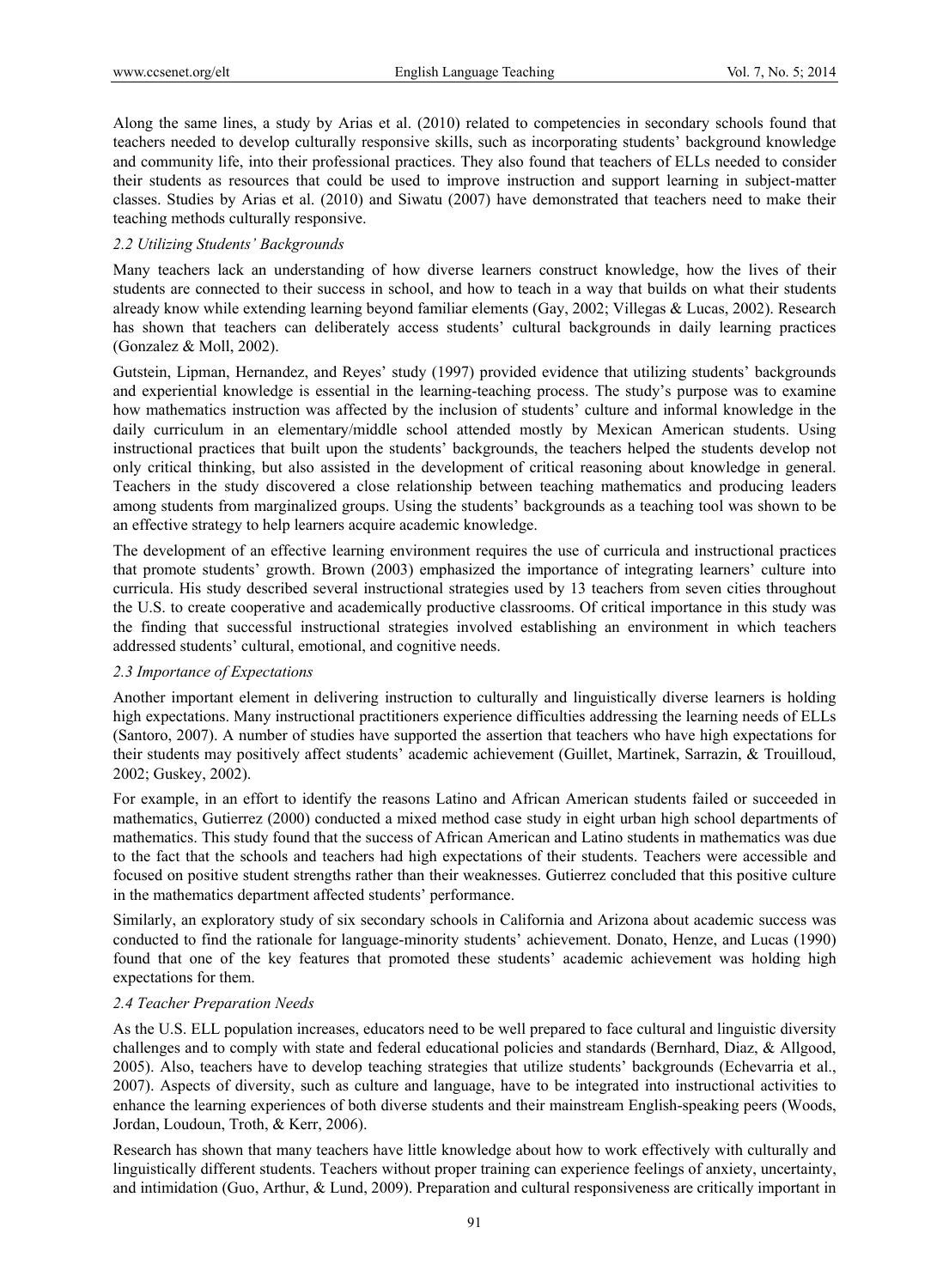Along the same lines, a study by Arias et al. (2010) related to competencies in secondary schools found that teachers needed to develop culturally responsive skills, such as incorporating students' background knowledge and community life, into their professional practices. They also found that teachers of ELLs needed to consider their students as resources that could be used to improve instruction and support learning in subject-matter classes. Studies by Arias et al. (2010) and Siwatu (2007) have demonstrated that teachers need to make their teaching methods culturally responsive.

### *2.2 Utilizing Students' Backgrounds*

Many teachers lack an understanding of how diverse learners construct knowledge, how the lives of their students are connected to their success in school, and how to teach in a way that builds on what their students already know while extending learning beyond familiar elements (Gay, 2002; Villegas & Lucas, 2002). Research has shown that teachers can deliberately access students' cultural backgrounds in daily learning practices (Gonzalez & Moll, 2002).

Gutstein, Lipman, Hernandez, and Reyes' study (1997) provided evidence that utilizing students' backgrounds and experiential knowledge is essential in the learning-teaching process. The study's purpose was to examine how mathematics instruction was affected by the inclusion of students' culture and informal knowledge in the daily curriculum in an elementary/middle school attended mostly by Mexican American students. Using instructional practices that built upon the students' backgrounds, the teachers helped the students develop not only critical thinking, but also assisted in the development of critical reasoning about knowledge in general. Teachers in the study discovered a close relationship between teaching mathematics and producing leaders among students from marginalized groups. Using the students' backgrounds as a teaching tool was shown to be an effective strategy to help learners acquire academic knowledge.

The development of an effective learning environment requires the use of curricula and instructional practices that promote students' growth. Brown (2003) emphasized the importance of integrating learners' culture into curricula. His study described several instructional strategies used by 13 teachers from seven cities throughout the U.S. to create cooperative and academically productive classrooms. Of critical importance in this study was the finding that successful instructional strategies involved establishing an environment in which teachers addressed students' cultural, emotional, and cognitive needs.

### *2.3 Importance of Expectations*

Another important element in delivering instruction to culturally and linguistically diverse learners is holding high expectations. Many instructional practitioners experience difficulties addressing the learning needs of ELLs (Santoro, 2007). A number of studies have supported the assertion that teachers who have high expectations for their students may positively affect students' academic achievement (Guillet, Martinek, Sarrazin, & Trouilloud, 2002; Guskey, 2002).

For example, in an effort to identify the reasons Latino and African American students failed or succeeded in mathematics, Gutierrez (2000) conducted a mixed method case study in eight urban high school departments of mathematics. This study found that the success of African American and Latino students in mathematics was due to the fact that the schools and teachers had high expectations of their students. Teachers were accessible and focused on positive student strengths rather than their weaknesses. Gutierrez concluded that this positive culture in the mathematics department affected students' performance.

Similarly, an exploratory study of six secondary schools in California and Arizona about academic success was conducted to find the rationale for language-minority students' achievement. Donato, Henze, and Lucas (1990) found that one of the key features that promoted these students' academic achievement was holding high expectations for them.

### *2.4 Teacher Preparation Needs*

As the U.S. ELL population increases, educators need to be well prepared to face cultural and linguistic diversity challenges and to comply with state and federal educational policies and standards (Bernhard, Diaz, & Allgood, 2005). Also, teachers have to develop teaching strategies that utilize students' backgrounds (Echevarria et al., 2007). Aspects of diversity, such as culture and language, have to be integrated into instructional activities to enhance the learning experiences of both diverse students and their mainstream English-speaking peers (Woods, Jordan, Loudoun, Troth, & Kerr, 2006).

Research has shown that many teachers have little knowledge about how to work effectively with culturally and linguistically different students. Teachers without proper training can experience feelings of anxiety, uncertainty, and intimidation (Guo, Arthur, & Lund, 2009). Preparation and cultural responsiveness are critically important in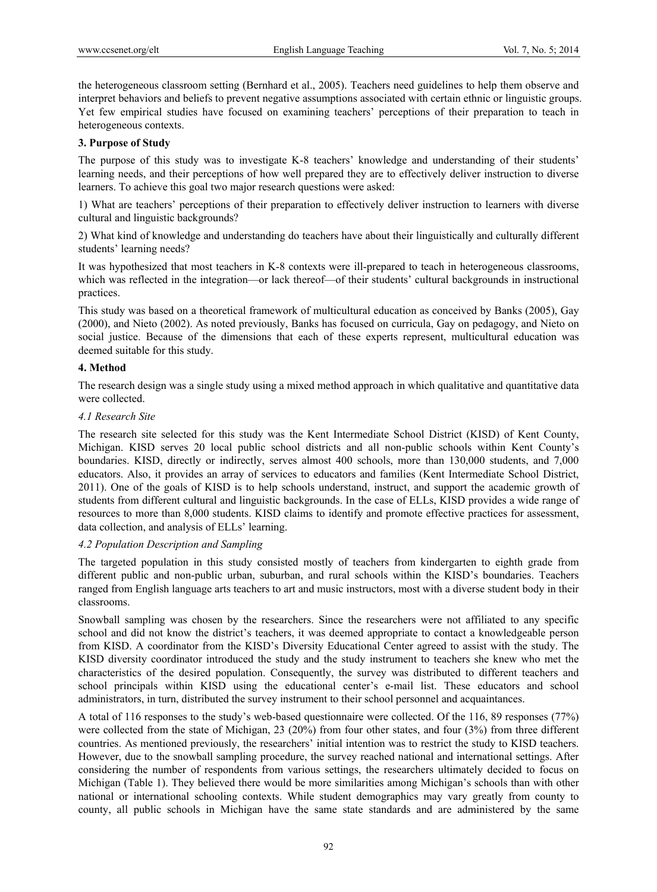the heterogeneous classroom setting (Bernhard et al., 2005). Teachers need guidelines to help them observe and interpret behaviors and beliefs to prevent negative assumptions associated with certain ethnic or linguistic groups. Yet few empirical studies have focused on examining teachers' perceptions of their preparation to teach in heterogeneous contexts.

## 3. Purpose of Study

The purpose of this study was to investigate K-8 teachers' knowledge and understanding of their students' learning needs, and their perceptions of how well prepared they are to effectively deliver instruction to diverse learners. To achieve this goal two major research questions were asked:

1) What are teachers' perceptions of their preparation to effectively deliver instruction to learners with diverse cultural and linguistic backgrounds?

2) What kind of knowledge and understanding do teachers have about their linguistically and culturally different students' learning needs?

It was hypothesized that most teachers in K-8 contexts were ill-prepared to teach in heterogeneous classrooms, which was reflected in the integration—or lack thereof—of their students' cultural backgrounds in instructional practices.

This study was based on a theoretical framework of multicultural education as conceived by Banks (2005), Gay (2000), and Nieto (2002). As noted previously, Banks has focused on curricula, Gay on pedagogy, and Nieto on social justice. Because of the dimensions that each of these experts represent, multicultural education was deemed suitable for this study.

## 4. Method

The research design was a single study using a mixed method approach in which qualitative and quantitative data were collected.

### *4.1 Research Site*

The research site selected for this study was the Kent Intermediate School District (KISD) of Kent County, Michigan. KISD serves 20 local public school districts and all non-public schools within Kent County's boundaries. KISD, directly or indirectly, serves almost 400 schools, more than 130,000 students, and 7,000 educators. Also, it provides an array of services to educators and families (Kent Intermediate School District, 2011). One of the goals of KISD is to help schools understand, instruct, and support the academic growth of students from different cultural and linguistic backgrounds. In the case of ELLs, KISD provides a wide range of resources to more than 8,000 students. KISD claims to identify and promote effective practices for assessment, data collection, and analysis of ELLs' learning.

### *4.2 Population Description and Sampling*

The targeted population in this study consisted mostly of teachers from kindergarten to eighth grade from different public and non-public urban, suburban, and rural schools within the KISD's boundaries. Teachers ranged from English language arts teachers to art and music instructors, most with a diverse student body in their classrooms.

Snowball sampling was chosen by the researchers. Since the researchers were not affiliated to any specific school and did not know the district's teachers, it was deemed appropriate to contact a knowledgeable person from KISD. A coordinator from the KISD's Diversity Educational Center agreed to assist with the study. The KISD diversity coordinator introduced the study and the study instrument to teachers she knew who met the characteristics of the desired population. Consequently, the survey was distributed to different teachers and school principals within KISD using the educational center's e-mail list. These educators and school administrators, in turn, distributed the survey instrument to their school personnel and acquaintances.

A total of 116 responses to the study's web-based questionnaire were collected. Of the 116, 89 responses (77%) were collected from the state of Michigan, 23 (20%) from four other states, and four (3%) from three different countries. As mentioned previously, the researchers' initial intention was to restrict the study to KISD teachers. However, due to the snowball sampling procedure, the survey reached national and international settings. After considering the number of respondents from various settings, the researchers ultimately decided to focus on Michigan (Table 1). They believed there would be more similarities among Michigan's schools than with other national or international schooling contexts. While student demographics may vary greatly from county to county, all public schools in Michigan have the same state standards and are administered by the same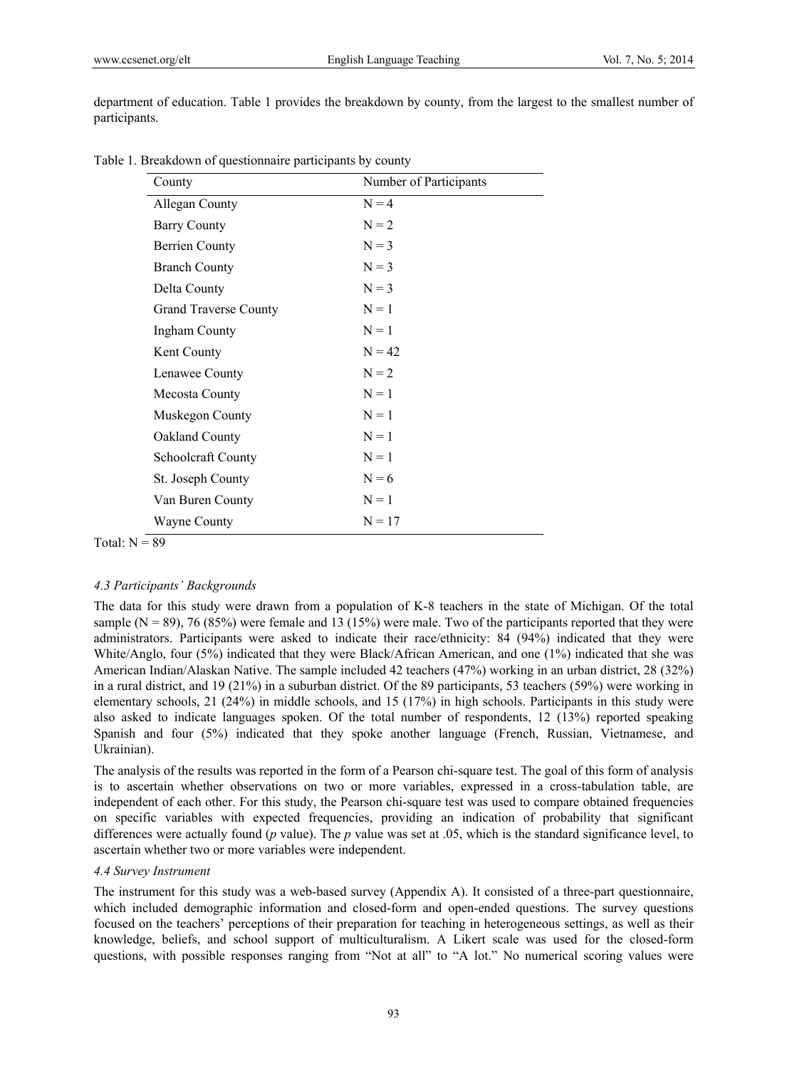department of education. Table 1 provides the breakdown by county, from the largest to the smallest number of participants.

Table 1. Breakdown of questionnaire participants by county

| County | Number of Participants |
|---|---|
| Allegan County | N = 4 |
| Barry County | N = 2 |
| Berrien County | N = 3 |
| Branch County | N = 3 |
| Delta County | N = 3 |
| Grand Traverse County | N = 1 |
| Ingham County | N = 1 |
| Kent County | N = 42 |
| Lenawee County | N = 2 |
| Mecosta County | N = 1 |
| Muskegon County | N = 1 |
| Oakland County | N = 1 |
| Schoolcraft County | N = 1 |
| St. Joseph County | N = 6 |
| Van Buren County | N = 1 |
| Wayne County | N = 17 |

Total: N = 89

### *4.3 Participants' Backgrounds*

The data for this study were drawn from a population of K-8 teachers in the state of Michigan. Of the total sample (N = 89), 76 (85%) were female and 13 (15%) were male. Two of the participants reported that they were administrators. Participants were asked to indicate their race/ethnicity: 84 (94%) indicated that they were White/Anglo, four (5%) indicated that they were Black/African American, and one (1%) indicated that she was American Indian/Alaskan Native. The sample included 42 teachers (47%) working in an urban district, 28 (32%) in a rural district, and 19 (21%) in a suburban district. Of the 89 participants, 53 teachers (59%) were working in elementary schools, 21 (24%) in middle schools, and 15 (17%) in high schools. Participants in this study were also asked to indicate languages spoken. Of the total number of respondents, 12 (13%) reported speaking Spanish and four (5%) indicated that they spoke another language (French, Russian, Vietnamese, and Ukrainian).

The analysis of the results was reported in the form of a Pearson chi-square test. The goal of this form of analysis is to ascertain whether observations on two or more variables, expressed in a cross-tabulation table, are independent of each other. For this study, the Pearson chi-square test was used to compare obtained frequencies on specific variables with expected frequencies, providing an indication of probability that significant differences were actually found (*p* value). The *p* value was set at .05, which is the standard significance level, to ascertain whether two or more variables were independent.

### *4.4 Survey Instrument*

The instrument for this study was a web-based survey (Appendix A). It consisted of a three-part questionnaire, which included demographic information and closed-form and open-ended questions. The survey questions focused on the teachers' perceptions of their preparation for teaching in heterogeneous settings, as well as their knowledge, beliefs, and school support of multiculturalism. A Likert scale was used for the closed-form questions, with possible responses ranging from "Not at all" to "A lot." No numerical scoring values were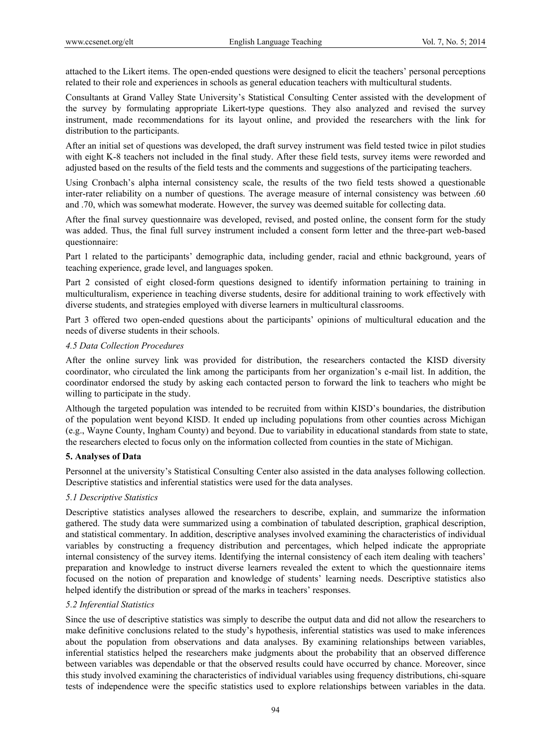attached to the Likert items. The open-ended questions were designed to elicit the teachers' personal perceptions related to their role and experiences in schools as general education teachers with multicultural students.

Consultants at Grand Valley State University's Statistical Consulting Center assisted with the development of the survey by formulating appropriate Likert-type questions. They also analyzed and revised the survey instrument, made recommendations for its layout online, and provided the researchers with the link for distribution to the participants.

After an initial set of questions was developed, the draft survey instrument was field tested twice in pilot studies with eight K-8 teachers not included in the final study. After these field tests, survey items were reworded and adjusted based on the results of the field tests and the comments and suggestions of the participating teachers.

Using Cronbach's alpha internal consistency scale, the results of the two field tests showed a questionable inter-rater reliability on a number of questions. The average measure of internal consistency was between .60 and .70, which was somewhat moderate. However, the survey was deemed suitable for collecting data.

After the final survey questionnaire was developed, revised, and posted online, the consent form for the study was added. Thus, the final full survey instrument included a consent form letter and the three-part web-based questionnaire:

Part 1 related to the participants' demographic data, including gender, racial and ethnic background, years of teaching experience, grade level, and languages spoken.

Part 2 consisted of eight closed-form questions designed to identify information pertaining to training in multiculturalism, experience in teaching diverse students, desire for additional training to work effectively with diverse students, and strategies employed with diverse learners in multicultural classrooms.

Part 3 offered two open-ended questions about the participants' opinions of multicultural education and the needs of diverse students in their schools.

### *4.5 Data Collection Procedures*

After the online survey link was provided for distribution, the researchers contacted the KISD diversity coordinator, who circulated the link among the participants from her organization's e-mail list. In addition, the coordinator endorsed the study by asking each contacted person to forward the link to teachers who might be willing to participate in the study.

Although the targeted population was intended to be recruited from within KISD's boundaries, the distribution of the population went beyond KISD. It ended up including populations from other counties across Michigan (e.g., Wayne County, Ingham County) and beyond. Due to variability in educational standards from state to state, the researchers elected to focus only on the information collected from counties in the state of Michigan.

## 5. Analyses of Data

Personnel at the university's Statistical Consulting Center also assisted in the data analyses following collection. Descriptive statistics and inferential statistics were used for the data analyses.

### *5.1 Descriptive Statistics*

Descriptive statistics analyses allowed the researchers to describe, explain, and summarize the information gathered. The study data were summarized using a combination of tabulated description, graphical description, and statistical commentary. In addition, descriptive analyses involved examining the characteristics of individual variables by constructing a frequency distribution and percentages, which helped indicate the appropriate internal consistency of the survey items. Identifying the internal consistency of each item dealing with teachers' preparation and knowledge to instruct diverse learners revealed the extent to which the questionnaire items focused on the notion of preparation and knowledge of students' learning needs. Descriptive statistics also helped identify the distribution or spread of the marks in teachers' responses.

### *5.2 Inferential Statistics*

Since the use of descriptive statistics was simply to describe the output data and did not allow the researchers to make definitive conclusions related to the study's hypothesis, inferential statistics was used to make inferences about the population from observations and data analyses. By examining relationships between variables, inferential statistics helped the researchers make judgments about the probability that an observed difference between variables was dependable or that the observed results could have occurred by chance. Moreover, since this study involved examining the characteristics of individual variables using frequency distributions, chi-square tests of independence were the specific statistics used to explore relationships between variables in the data.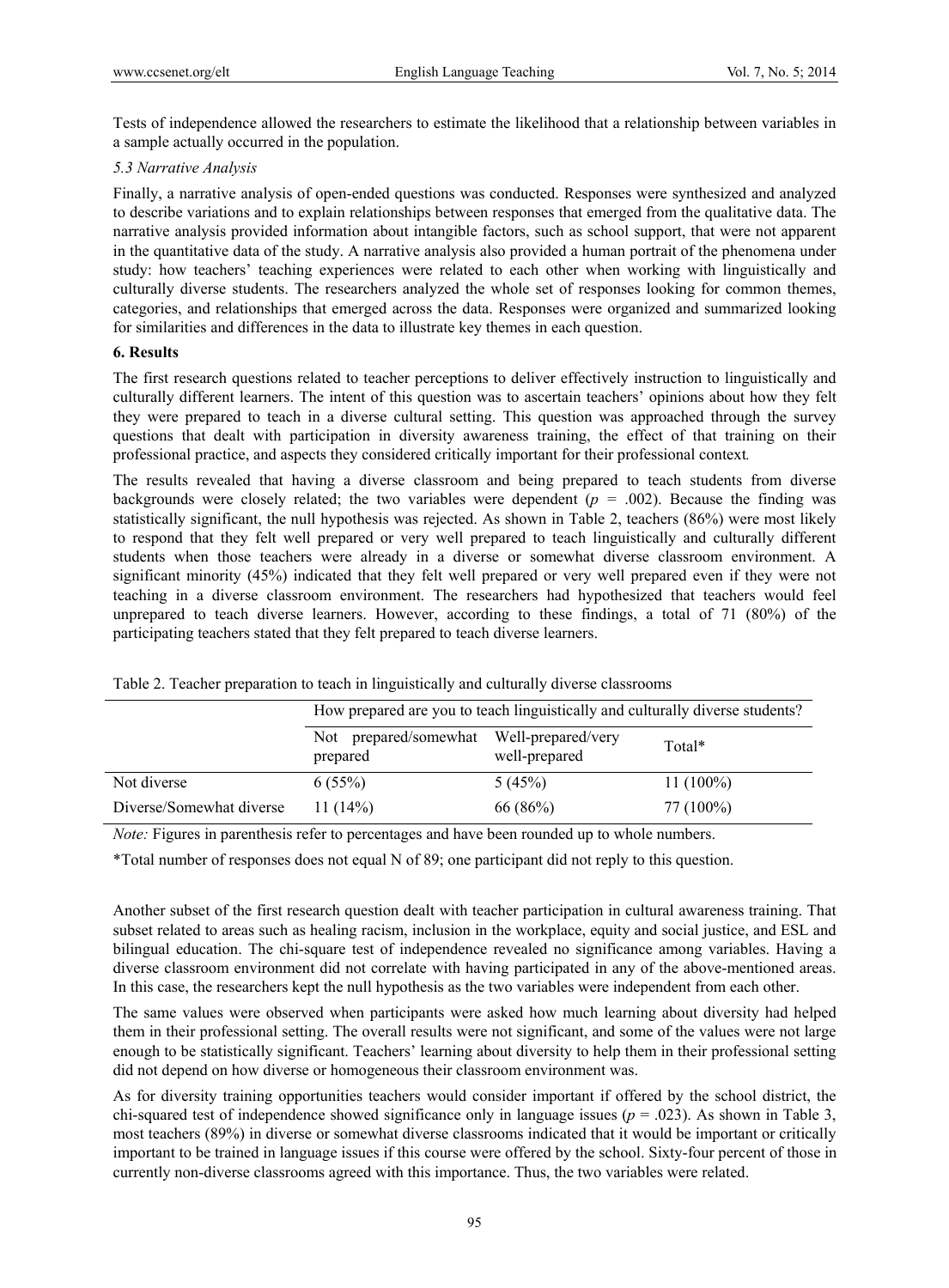Tests of independence allowed the researchers to estimate the likelihood that a relationship between variables in a sample actually occurred in the population.

### *5.3 Narrative Analysis*

Finally, a narrative analysis of open-ended questions was conducted. Responses were synthesized and analyzed to describe variations and to explain relationships between responses that emerged from the qualitative data. The narrative analysis provided information about intangible factors, such as school support, that were not apparent in the quantitative data of the study. A narrative analysis also provided a human portrait of the phenomena under study: how teachers' teaching experiences were related to each other when working with linguistically and culturally diverse students. The researchers analyzed the whole set of responses looking for common themes, categories, and relationships that emerged across the data. Responses were organized and summarized looking for similarities and differences in the data to illustrate key themes in each question.

## 6. Results

The first research questions related to teacher perceptions to deliver effectively instruction to linguistically and culturally different learners. The intent of this question was to ascertain teachers' opinions about how they felt they were prepared to teach in a diverse cultural setting. This question was approached through the survey questions that dealt with participation in diversity awareness training, the effect of that training on their professional practice, and aspects they considered critically important for their professional context.

The results revealed that having a diverse classroom and being prepared to teach students from diverse backgrounds were closely related; the two variables were dependent ($p$ = .002). Because the finding was statistically significant, the null hypothesis was rejected. As shown in Table 2, teachers (86%) were most likely to respond that they felt well prepared or very well prepared to teach linguistically and culturally different students when those teachers were already in a diverse or somewhat diverse classroom environment. A significant minority (45%) indicated that they felt well prepared or very well prepared even if they were not teaching in a diverse classroom environment. The researchers had hypothesized that teachers would feel unprepared to teach diverse learners. However, according to these findings, a total of 71 (80%) of the participating teachers stated that they felt prepared to teach diverse learners.

Table 2. Teacher preparation to teach in linguistically and culturally diverse classrooms

| | How prepared are you to teach linguistically and culturally diverse students? | | |
|---|---|---|---|
| | Not prepared/somewhat prepared | Well-prepared/very well-prepared | Total* |
| Not diverse | 6 (55%) | 5 (45%) | 11 (100%) |
| Diverse/Somewhat diverse | 11 (14%) | 66 (86%) | 77 (100%) |

*Note:* Figures in parenthesis refer to percentages and have been rounded up to whole numbers.

*Total number of responses does not equal N of 89; one participant did not reply to this question.

Another subset of the first research question dealt with teacher participation in cultural awareness training. That subset related to areas such as healing racism, inclusion in the workplace, equity and social justice, and ESL and bilingual education. The chi-square test of independence revealed no significance among variables. Having a diverse classroom environment did not correlate with having participated in any of the above-mentioned areas. In this case, the researchers kept the null hypothesis as the two variables were independent from each other.

The same values were observed when participants were asked how much learning about diversity had helped them in their professional setting. The overall results were not significant, and some of the values were not large enough to be statistically significant. Teachers' learning about diversity to help them in their professional setting did not depend on how diverse or homogeneous their classroom environment was.

As for diversity training opportunities teachers would consider important if offered by the school district, the chi-squared test of independence showed significance only in language issues ($p$ = .023). As shown in Table 3, most teachers (89%) in diverse or somewhat diverse classrooms indicated that it would be important or critically important to be trained in language issues if this course were offered by the school. Sixty-four percent of those in currently non-diverse classrooms agreed with this importance. Thus, the two variables were related.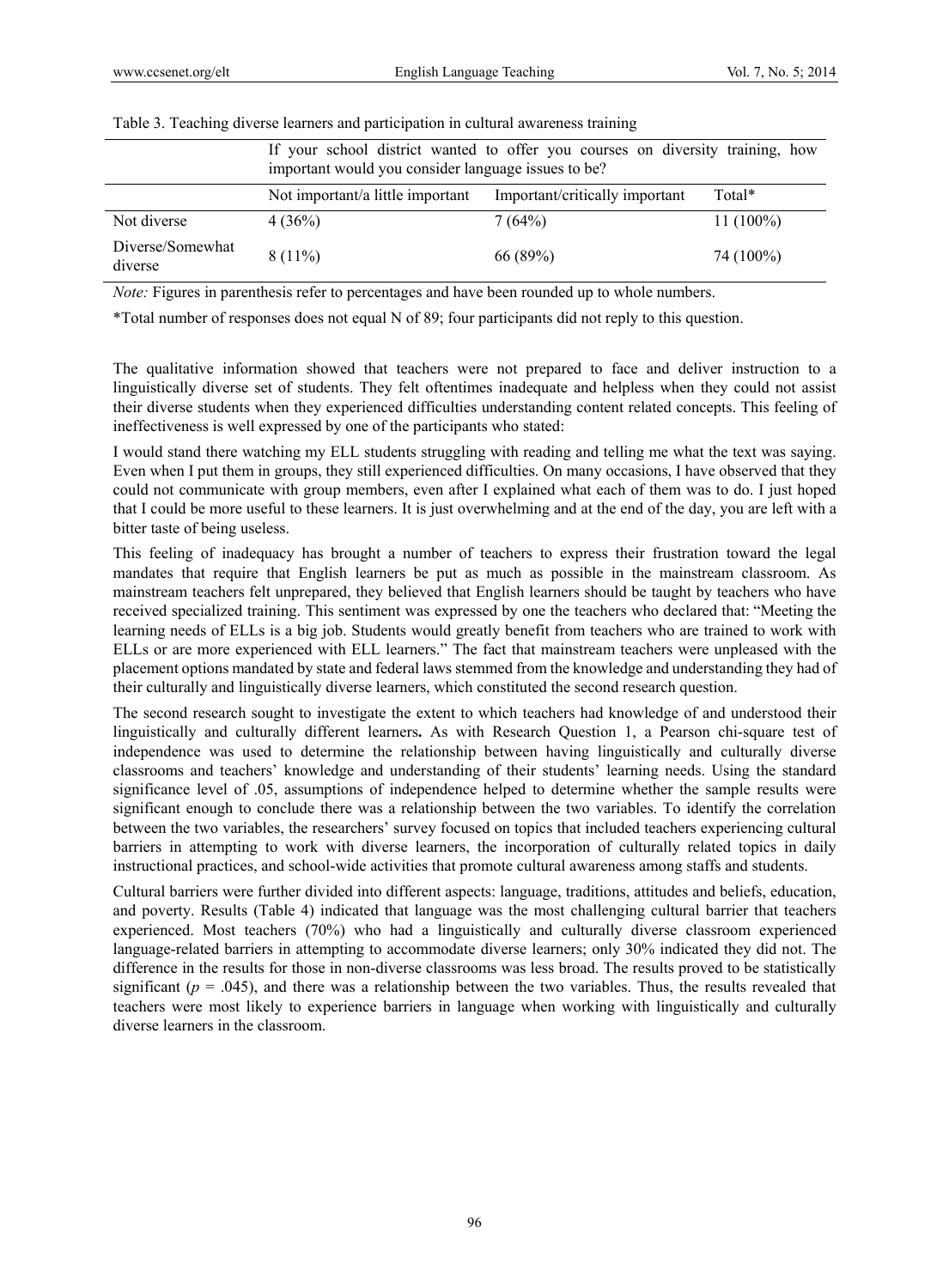Table 3. Teaching diverse learners and participation in cultural awareness training

| | If your school district wanted to offer you courses on diversity training, how important would you consider language issues to be? | | |
|---|---|---|---|
| | Not important/a little important | Important/critically important | Total* |
| Not diverse | 4 (36%) | 7 (64%) | 11 (100%) |
| Diverse/Somewhat diverse | 8 (11%) | 66 (89%) | 74 (100%) |

*Note:* Figures in parenthesis refer to percentages and have been rounded up to whole numbers.

*Total number of responses does not equal N of 89; four participants did not reply to this question.

The qualitative information showed that teachers were not prepared to face and deliver instruction to a linguistically diverse set of students. They felt oftentimes inadequate and helpless when they could not assist their diverse students when they experienced difficulties understanding content related concepts. This feeling of ineffectiveness is well expressed by one of the participants who stated:

I would stand there watching my ELL students struggling with reading and telling me what the text was saying. Even when I put them in groups, they still experienced difficulties. On many occasions, I have observed that they could not communicate with group members, even after I explained what each of them was to do. I just hoped that I could be more useful to these learners. It is just overwhelming and at the end of the day, you are left with a bitter taste of being useless.

This feeling of inadequacy has brought a number of teachers to express their frustration toward the legal mandates that require that English learners be put as much as possible in the mainstream classroom. As mainstream teachers felt unprepared, they believed that English learners should be taught by teachers who have received specialized training. This sentiment was expressed by one the teachers who declared that: "Meeting the learning needs of ELLs is a big job. Students would greatly benefit from teachers who are trained to work with ELLs or are more experienced with ELL learners." The fact that mainstream teachers were unpleased with the placement options mandated by state and federal laws stemmed from the knowledge and understanding they had of their culturally and linguistically diverse learners, which constituted the second research question.

The second research sought to investigate the extent to which teachers had knowledge of and understood their linguistically and culturally different learners**.** As with Research Question 1, a Pearson chi-square test of independence was used to determine the relationship between having linguistically and culturally diverse classrooms and teachers' knowledge and understanding of their students' learning needs. Using the standard significance level of .05, assumptions of independence helped to determine whether the sample results were significant enough to conclude there was a relationship between the two variables. To identify the correlation between the two variables, the researchers' survey focused on topics that included teachers experiencing cultural barriers in attempting to work with diverse learners, the incorporation of culturally related topics in daily instructional practices, and school-wide activities that promote cultural awareness among staffs and students.

Cultural barriers were further divided into different aspects: language, traditions, attitudes and beliefs, education, and poverty. Results (Table 4) indicated that language was the most challenging cultural barrier that teachers experienced. Most teachers (70%) who had a linguistically and culturally diverse classroom experienced language-related barriers in attempting to accommodate diverse learners; only 30% indicated they did not. The difference in the results for those in non-diverse classrooms was less broad. The results proved to be statistically significant ($p = .045$), and there was a relationship between the two variables. Thus, the results revealed that teachers were most likely to experience barriers in language when working with linguistically and culturally diverse learners in the classroom.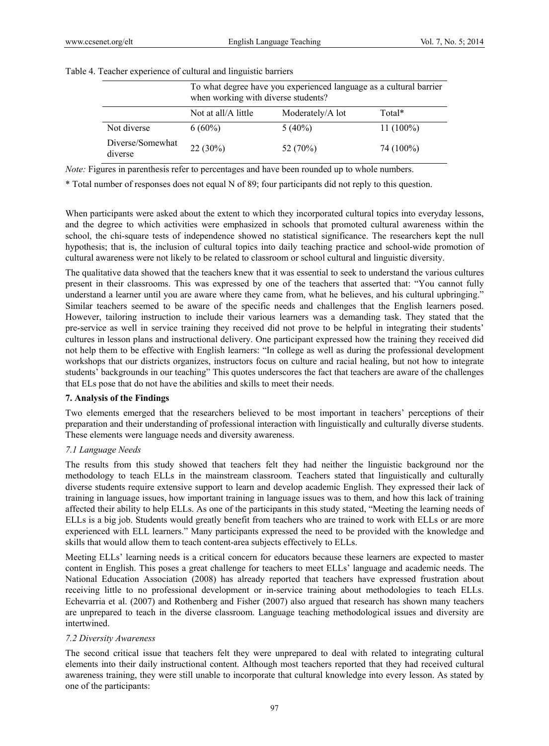Table 4. Teacher experience of cultural and linguistic barriers

| | To what degree have you experienced language as a cultural barrier when working with diverse students? | | |
|---|---|---|---|
| | Not at all/A little | Moderately/A lot | Total* |
| Not diverse | 6 (60%) | 5 (40%) | 11 (100%) |
| Diverse/Somewhat diverse | 22 (30%) | 52 (70%) | 74 (100%) |

*Note:* Figures in parenthesis refer to percentages and have been rounded up to whole numbers.

* Total number of responses does not equal N of 89; four participants did not reply to this question.

When participants were asked about the extent to which they incorporated cultural topics into everyday lessons, and the degree to which activities were emphasized in schools that promoted cultural awareness within the school, the chi-square tests of independence showed no statistical significance. The researchers kept the null hypothesis; that is, the inclusion of cultural topics into daily teaching practice and school-wide promotion of cultural awareness were not likely to be related to classroom or school cultural and linguistic diversity.

The qualitative data showed that the teachers knew that it was essential to seek to understand the various cultures present in their classrooms. This was expressed by one of the teachers that asserted that: "You cannot fully understand a learner until you are aware where they came from, what he believes, and his cultural upbringing." Similar teachers seemed to be aware of the specific needs and challenges that the English learners posed. However, tailoring instruction to include their various learners was a demanding task. They stated that the pre-service as well in service training they received did not prove to be helpful in integrating their students' cultures in lesson plans and instructional delivery. One participant expressed how the training they received did not help them to be effective with English learners: "In college as well as during the professional development workshops that our districts organizes, instructors focus on culture and racial healing, but not how to integrate students' backgrounds in our teaching" This quotes underscores the fact that teachers are aware of the challenges that ELs pose that do not have the abilities and skills to meet their needs.

## 7. Analysis of the Findings

Two elements emerged that the researchers believed to be most important in teachers' perceptions of their preparation and their understanding of professional interaction with linguistically and culturally diverse students. These elements were language needs and diversity awareness.

### *7.1 Language Needs*

The results from this study showed that teachers felt they had neither the linguistic background nor the methodology to teach ELLs in the mainstream classroom. Teachers stated that linguistically and culturally diverse students require extensive support to learn and develop academic English. They expressed their lack of training in language issues, how important training in language issues was to them, and how this lack of training affected their ability to help ELLs. As one of the participants in this study stated, "Meeting the learning needs of ELLs is a big job. Students would greatly benefit from teachers who are trained to work with ELLs or are more experienced with ELL learners." Many participants expressed the need to be provided with the knowledge and skills that would allow them to teach content-area subjects effectively to ELLs.

Meeting ELLs' learning needs is a critical concern for educators because these learners are expected to master content in English. This poses a great challenge for teachers to meet ELLs' language and academic needs. The National Education Association (2008) has already reported that teachers have expressed frustration about receiving little to no professional development or in-service training about methodologies to teach ELLs. Echevarria et al. (2007) and Rothenberg and Fisher (2007) also argued that research has shown many teachers are unprepared to teach in the diverse classroom. Language teaching methodological issues and diversity are intertwined.

### *7.2 Diversity Awareness*

The second critical issue that teachers felt they were unprepared to deal with related to integrating cultural elements into their daily instructional content. Although most teachers reported that they had received cultural awareness training, they were still unable to incorporate that cultural knowledge into every lesson. As stated by one of the participants: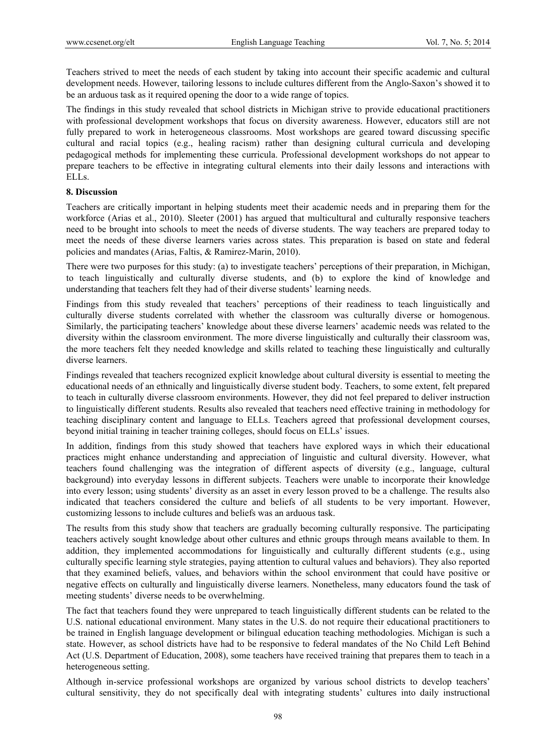Teachers strived to meet the needs of each student by taking into account their specific academic and cultural development needs. However, tailoring lessons to include cultures different from the Anglo-Saxon's showed it to be an arduous task as it required opening the door to a wide range of topics.

The findings in this study revealed that school districts in Michigan strive to provide educational practitioners with professional development workshops that focus on diversity awareness. However, educators still are not fully prepared to work in heterogeneous classrooms. Most workshops are geared toward discussing specific cultural and racial topics (e.g., healing racism) rather than designing cultural curricula and developing pedagogical methods for implementing these curricula. Professional development workshops do not appear to prepare teachers to be effective in integrating cultural elements into their daily lessons and interactions with ELLs.

## 8. Discussion

Teachers are critically important in helping students meet their academic needs and in preparing them for the workforce (Arias et al., 2010). Sleeter (2001) has argued that multicultural and culturally responsive teachers need to be brought into schools to meet the needs of diverse students. The way teachers are prepared today to meet the needs of these diverse learners varies across states. This preparation is based on state and federal policies and mandates (Arias, Faltis, & Ramirez-Marin, 2010).

There were two purposes for this study: (a) to investigate teachers' perceptions of their preparation, in Michigan, to teach linguistically and culturally diverse students, and (b) to explore the kind of knowledge and understanding that teachers felt they had of their diverse students' learning needs.

Findings from this study revealed that teachers' perceptions of their readiness to teach linguistically and culturally diverse students correlated with whether the classroom was culturally diverse or homogenous. Similarly, the participating teachers' knowledge about these diverse learners' academic needs was related to the diversity within the classroom environment. The more diverse linguistically and culturally their classroom was, the more teachers felt they needed knowledge and skills related to teaching these linguistically and culturally diverse learners.

Findings revealed that teachers recognized explicit knowledge about cultural diversity is essential to meeting the educational needs of an ethnically and linguistically diverse student body. Teachers, to some extent, felt prepared to teach in culturally diverse classroom environments. However, they did not feel prepared to deliver instruction to linguistically different students. Results also revealed that teachers need effective training in methodology for teaching disciplinary content and language to ELLs. Teachers agreed that professional development courses, beyond initial training in teacher training colleges, should focus on ELLs' issues.

In addition, findings from this study showed that teachers have explored ways in which their educational practices might enhance understanding and appreciation of linguistic and cultural diversity. However, what teachers found challenging was the integration of different aspects of diversity (e.g., language, cultural background) into everyday lessons in different subjects. Teachers were unable to incorporate their knowledge into every lesson; using students' diversity as an asset in every lesson proved to be a challenge. The results also indicated that teachers considered the culture and beliefs of all students to be very important. However, customizing lessons to include cultures and beliefs was an arduous task.

The results from this study show that teachers are gradually becoming culturally responsive. The participating teachers actively sought knowledge about other cultures and ethnic groups through means available to them. In addition, they implemented accommodations for linguistically and culturally different students (e.g., using culturally specific learning style strategies, paying attention to cultural values and behaviors). They also reported that they examined beliefs, values, and behaviors within the school environment that could have positive or negative effects on culturally and linguistically diverse learners. Nonetheless, many educators found the task of meeting students' diverse needs to be overwhelming.

The fact that teachers found they were unprepared to teach linguistically different students can be related to the U.S. national educational environment. Many states in the U.S. do not require their educational practitioners to be trained in English language development or bilingual education teaching methodologies. Michigan is such a state. However, as school districts have had to be responsive to federal mandates of the No Child Left Behind Act (U.S. Department of Education, 2008), some teachers have received training that prepares them to teach in a heterogeneous setting.

Although in-service professional workshops are organized by various school districts to develop teachers' cultural sensitivity, they do not specifically deal with integrating students' cultures into daily instructional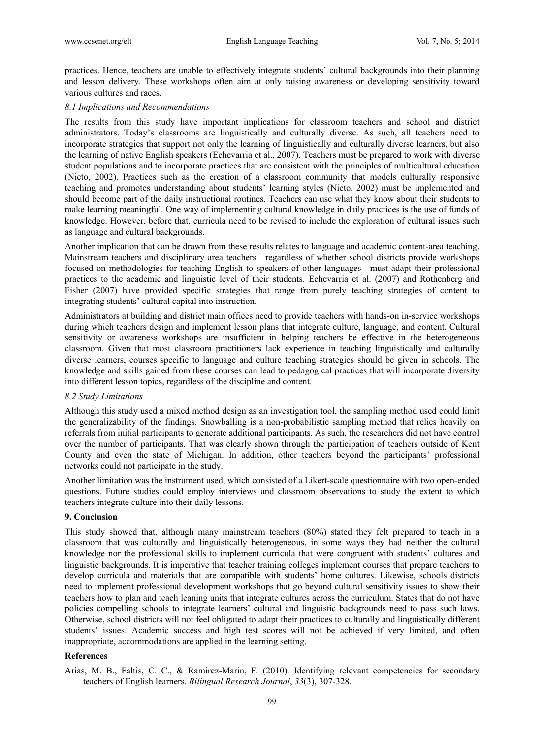practices. Hence, teachers are unable to effectively integrate students' cultural backgrounds into their planning and lesson delivery. These workshops often aim at only raising awareness or developing sensitivity toward various cultures and races.

### *8.1 Implications and Recommendations*

The results from this study have important implications for classroom teachers and school and district administrators. Today's classrooms are linguistically and culturally diverse. As such, all teachers need to incorporate strategies that support not only the learning of linguistically and culturally diverse learners, but also the learning of native English speakers (Echevarria et al., 2007). Teachers must be prepared to work with diverse student populations and to incorporate practices that are consistent with the principles of multicultural education (Nieto, 2002). Practices such as the creation of a classroom community that models culturally responsive teaching and promotes understanding about students' learning styles (Nieto, 2002) must be implemented and should become part of the daily instructional routines. Teachers can use what they know about their students to make learning meaningful. One way of implementing cultural knowledge in daily practices is the use of funds of knowledge. However, before that, curricula need to be revised to include the exploration of cultural issues such as language and cultural backgrounds.

Another implication that can be drawn from these results relates to language and academic content-area teaching. Mainstream teachers and disciplinary area teachers—regardless of whether school districts provide workshops focused on methodologies for teaching English to speakers of other languages—must adapt their professional practices to the academic and linguistic level of their students. Echevarria et al. (2007) and Rothenberg and Fisher (2007) have provided specific strategies that range from purely teaching strategies of content to integrating students' cultural capital into instruction.

Administrators at building and district main offices need to provide teachers with hands-on in-service workshops during which teachers design and implement lesson plans that integrate culture, language, and content. Cultural sensitivity or awareness workshops are insufficient in helping teachers be effective in the heterogeneous classroom. Given that most classroom practitioners lack experience in teaching linguistically and culturally diverse learners, courses specific to language and culture teaching strategies should be given in schools. The knowledge and skills gained from these courses can lead to pedagogical practices that will incorporate diversity into different lesson topics, regardless of the discipline and content.

### *8.2 Study Limitations*

Although this study used a mixed method design as an investigation tool, the sampling method used could limit the generalizability of the findings. Snowballing is a non-probabilistic sampling method that relies heavily on referrals from initial participants to generate additional participants. As such, the researchers did not have control over the number of participants. That was clearly shown through the participation of teachers outside of Kent County and even the state of Michigan. In addition, other teachers beyond the participants' professional networks could not participate in the study.

Another limitation was the instrument used, which consisted of a Likert-scale questionnaire with two open-ended questions. Future studies could employ interviews and classroom observations to study the extent to which teachers integrate culture into their daily lessons.

## 9. Conclusion

This study showed that, although many mainstream teachers (80%) stated they felt prepared to teach in a classroom that was culturally and linguistically heterogeneous, in some ways they had neither the cultural knowledge nor the professional skills to implement curricula that were congruent with students' cultures and linguistic backgrounds. It is imperative that teacher training colleges implement courses that prepare teachers to develop curricula and materials that are compatible with students' home cultures. Likewise, schools districts need to implement professional development workshops that go beyond cultural sensitivity issues to show their teachers how to plan and teach leaning units that integrate cultures across the curriculum. States that do not have policies compelling schools to integrate learners' cultural and linguistic backgrounds need to pass such laws. Otherwise, school districts will not feel obligated to adapt their practices to culturally and linguistically different students' issues. Academic success and high test scores will not be achieved if very limited, and often inappropriate, accommodations are applied in the learning setting.

## References

Arias, M. B., Faltis, C. C., & Ramirez-Marin, F. (2010). Identifying relevant competencies for secondary teachers of English learners. *Bilingual Research Journal*, *33*(3), 307-328.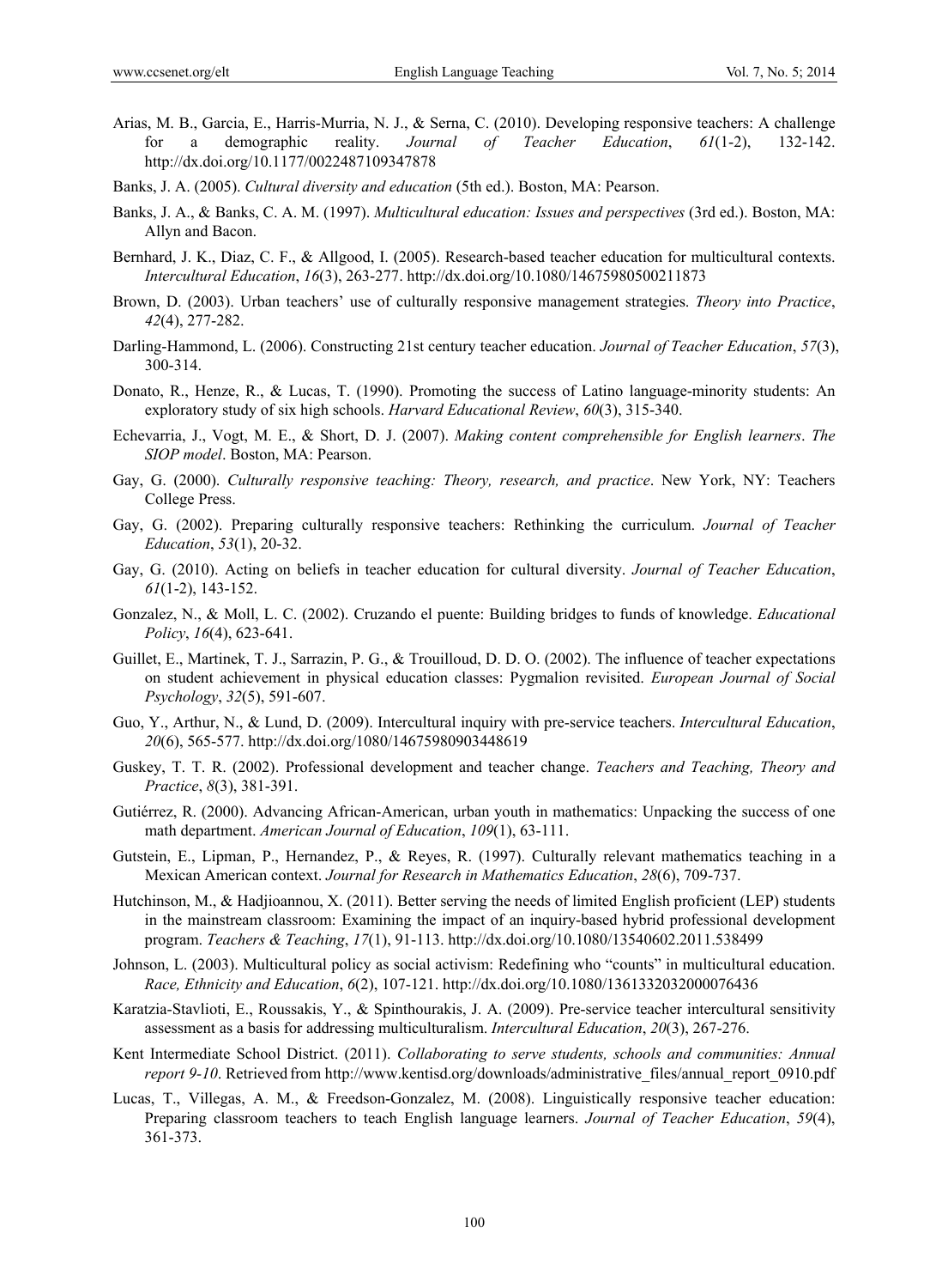Arias, M. B., Garcia, E., Harris-Murria, N. J., & Serna, C. (2010). Developing responsive teachers: A challenge for a demographic reality. *Journal of Teacher Education*, *61*(1-2), 132-142. http://dx.doi.org/10.1177/0022487109347878

Banks, J. A. (2005). *Cultural diversity and education* (5th ed.). Boston, MA: Pearson.

Banks, J. A., & Banks, C. A. M. (1997). *Multicultural education: Issues and perspectives* (3rd ed.). Boston, MA: Allyn and Bacon.

Bernhard, J. K., Diaz, C. F., & Allgood, I. (2005). Research-based teacher education for multicultural contexts. *Intercultural Education*, *16*(3), 263-277. http://dx.doi.org/10.1080/14675980500211873

Brown, D. (2003). Urban teachers' use of culturally responsive management strategies. *Theory into Practice*, *42*(4), 277-282.

Darling-Hammond, L. (2006). Constructing 21st century teacher education. *Journal of Teacher Education*, *57*(3), 300-314.

Donato, R., Henze, R., & Lucas, T. (1990). Promoting the success of Latino language-minority students: An exploratory study of six high schools. *Harvard Educational Review*, *60*(3), 315-340.

Echevarria, J., Vogt, M. E., & Short, D. J. (2007). *Making content comprehensible for English learners*. *The SIOP model*. Boston, MA: Pearson.

Gay, G. (2000). *Culturally responsive teaching: Theory, research, and practice*. New York, NY: Teachers College Press.

Gay, G. (2002). Preparing culturally responsive teachers: Rethinking the curriculum. *Journal of Teacher Education*, *53*(1), 20-32.

Gay, G. (2010). Acting on beliefs in teacher education for cultural diversity. *Journal of Teacher Education*, *61*(1-2), 143-152.

Gonzalez, N., & Moll, L. C. (2002). Cruzando el puente: Building bridges to funds of knowledge. *Educational Policy*, *16*(4), 623-641.

Guillet, E., Martinek, T. J., Sarrazin, P. G., & Trouilloud, D. D. O. (2002). The influence of teacher expectations on student achievement in physical education classes: Pygmalion revisited. *European Journal of Social Psychology*, *32*(5), 591-607.

Guo, Y., Arthur, N., & Lund, D. (2009). Intercultural inquiry with pre-service teachers. *Intercultural Education*, *20*(6), 565-577. http://dx.doi.org/1080/14675980903448619

Guskey, T. T. R. (2002). Professional development and teacher change. *Teachers and Teaching, Theory and Practice*, *8*(3), 381-391.

Gutiérrez, R. (2000). Advancing African-American, urban youth in mathematics: Unpacking the success of one math department. *American Journal of Education*, *109*(1), 63-111.

Gutstein, E., Lipman, P., Hernandez, P., & Reyes, R. (1997). Culturally relevant mathematics teaching in a Mexican American context. *Journal for Research in Mathematics Education*, *28*(6), 709-737.

Hutchinson, M., & Hadjioannou, X. (2011). Better serving the needs of limited English proficient (LEP) students in the mainstream classroom: Examining the impact of an inquiry-based hybrid professional development program. *Teachers & Teaching*, *17*(1), 91-113. http://dx.doi.org/10.1080/13540602.2011.538499

Johnson, L. (2003). Multicultural policy as social activism: Redefining who "counts" in multicultural education. *Race, Ethnicity and Education*, *6*(2), 107-121. http://dx.doi.org/10.1080/1361332032000076436

Karatzia-Stavlioti, E., Roussakis, Y., & Spinthourakis, J. A. (2009). Pre-service teacher intercultural sensitivity assessment as a basis for addressing multiculturalism. *Intercultural Education*, *20*(3), 267-276.

Kent Intermediate School District. (2011). *Collaborating to serve students, schools and communities: Annual report 9-10*. Retrieved from http://www.kentisd.org/downloads/administrative_files/annual_report_0910.pdf

Lucas, T., Villegas, A. M., & Freedson-Gonzalez, M. (2008). Linguistically responsive teacher education: Preparing classroom teachers to teach English language learners. *Journal of Teacher Education*, *59*(4), 361-373.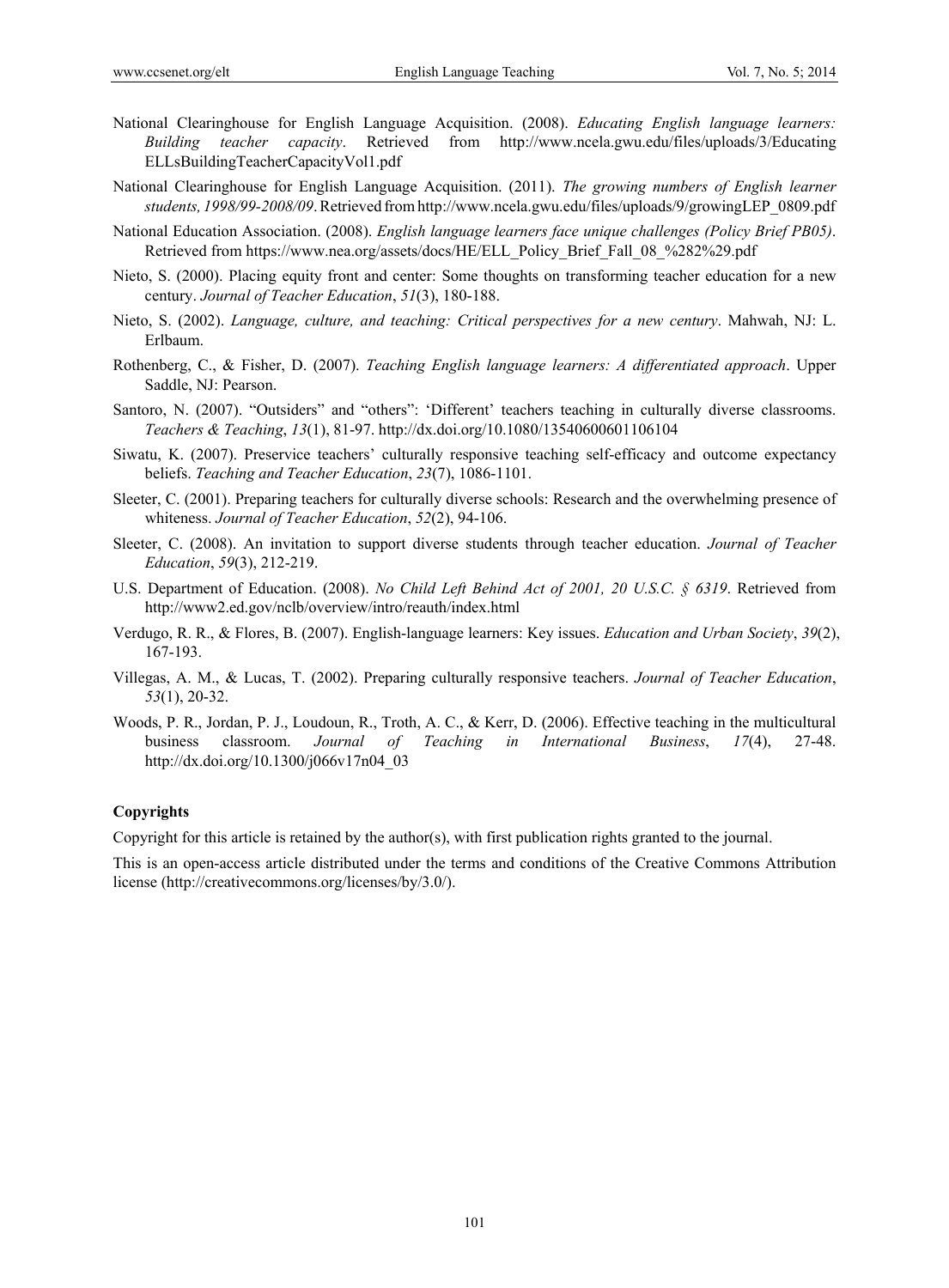National Clearinghouse for English Language Acquisition. (2008). *Educating English language learners: Building teacher capacity*. Retrieved from http://www.ncela.gwu.edu/files/uploads/3/EducatingELLsBuildingTeacherCapacityVol1.pdf

National Clearinghouse for English Language Acquisition. (2011). *The growing numbers of English learner students, 1998/99-2008/09*. Retrieved from http://www.ncela.gwu.edu/files/uploads/9/growingLEP_0809.pdf

National Education Association. (2008). *English language learners face unique challenges (Policy Brief PB05)*. Retrieved from https://www.nea.org/assets/docs/HE/ELL_Policy_Brief_Fall_08_%282%29.pdf

Nieto, S. (2000). Placing equity front and center: Some thoughts on transforming teacher education for a new century. *Journal of Teacher Education*, *51*(3), 180-188.

Nieto, S. (2002). *Language, culture, and teaching: Critical perspectives for a new century*. Mahwah, NJ: L. Erlbaum.

Rothenberg, C., & Fisher, D. (2007). *Teaching English language learners: A differentiated approach*. Upper Saddle, NJ: Pearson.

Santoro, N. (2007). "Outsiders" and "others": 'Different' teachers teaching in culturally diverse classrooms. *Teachers & Teaching*, *13*(1), 81-97. http://dx.doi.org/10.1080/13540600601106104

Siwatu, K. (2007). Preservice teachers' culturally responsive teaching self-efficacy and outcome expectancy beliefs. *Teaching and Teacher Education*, *23*(7), 1086-1101.

Sleeter, C. (2001). Preparing teachers for culturally diverse schools: Research and the overwhelming presence of whiteness. *Journal of Teacher Education*, *52*(2), 94-106.

Sleeter, C. (2008). An invitation to support diverse students through teacher education. *Journal of Teacher Education*, *59*(3), 212-219.

U.S. Department of Education. (2008). *No Child Left Behind Act of 2001, 20 U.S.C. § 6319*. Retrieved from http://www2.ed.gov/nclb/overview/intro/reauth/index.html

Verdugo, R. R., & Flores, B. (2007). English-language learners: Key issues. *Education and Urban Society*, *39*(2), 167-193.

Villegas, A. M., & Lucas, T. (2002). Preparing culturally responsive teachers. *Journal of Teacher Education*, *53*(1), 20-32.

Woods, P. R., Jordan, P. J., Loudoun, R., Troth, A. C., & Kerr, D. (2006). Effective teaching in the multicultural business classroom. *Journal of Teaching in International Business*, *17*(4), 27-48. http://dx.doi.org/10.1300/j066v17n04_03

**Copyrights**

Copyright for this article is retained by the author(s), with first publication rights granted to the journal.

This is an open-access article distributed under the terms and conditions of the Creative Commons Attribution license (http://creativecommons.org/licenses/by/3.0/).